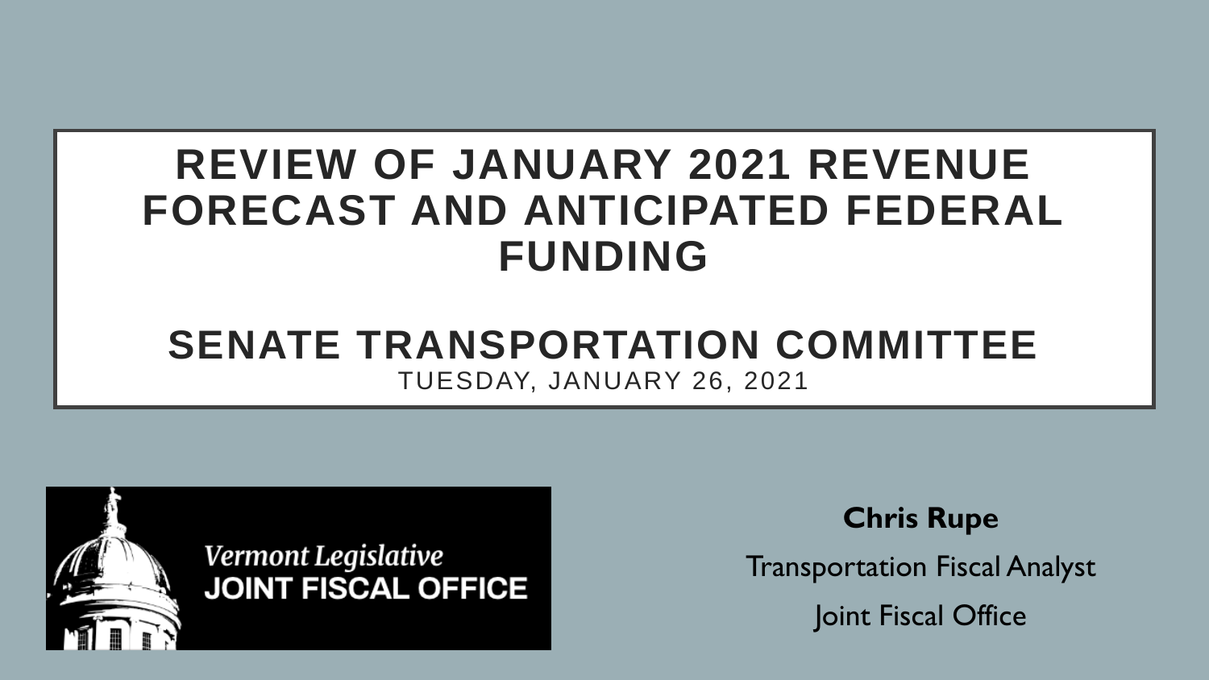# REVIEW OF JANUARY 2021 REVENUE FORECAST AND ANTICIPATED FEDERAL FUNDING

## SENATE TRANSPORTATION COMMITTEE

TUESDAY, JANUARY 26, 2021

*Vermont Legislative*
**JOINT FISCAL OFFICE**

**Chris Rupe**

Transportation Fiscal Analyst

Joint Fiscal Office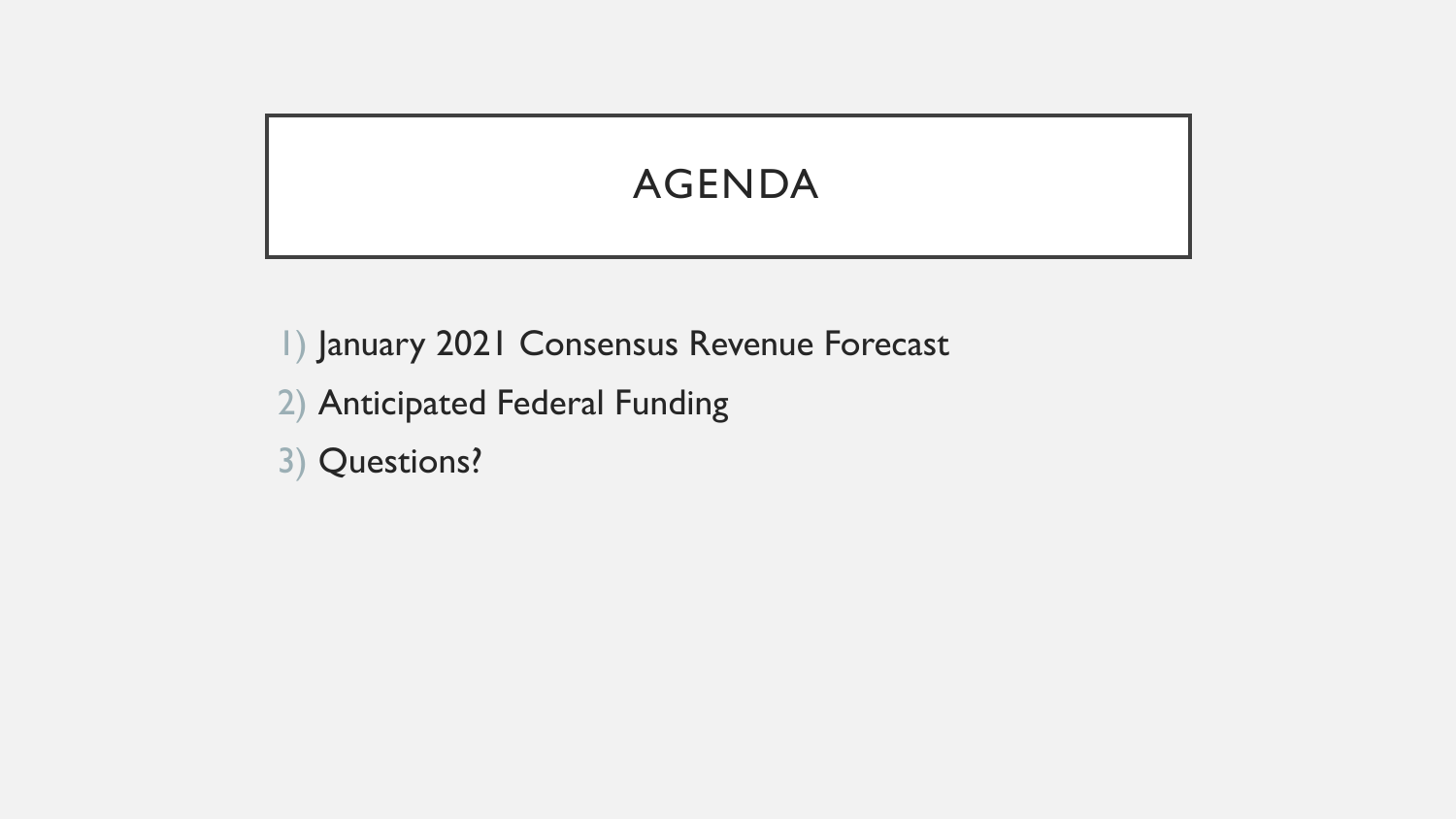# AGENDA

1) January 2021 Consensus Revenue Forecast
2) Anticipated Federal Funding
3) Questions?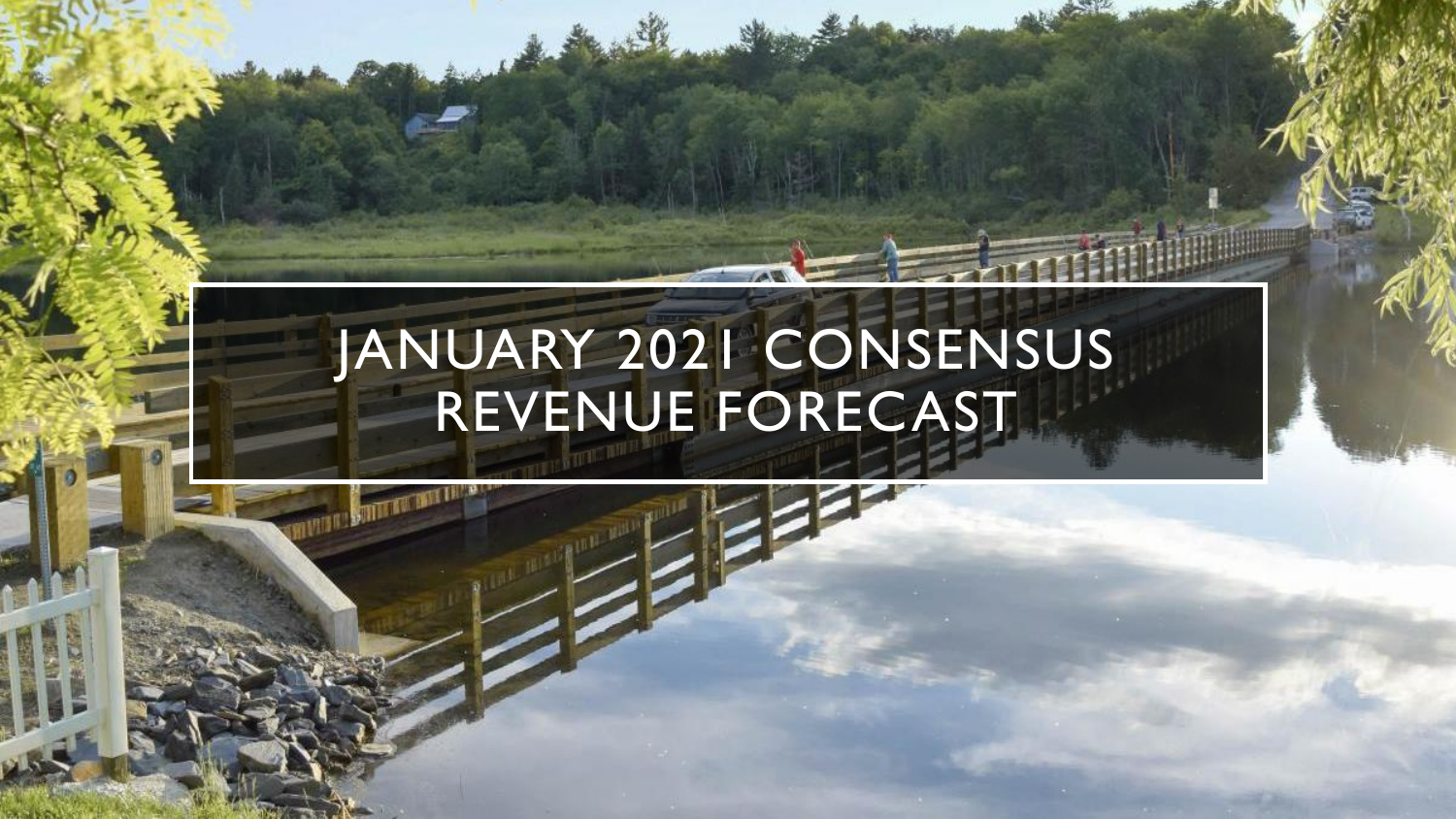# JANUARY 2021 CONSENSUS REVENUE FORECAST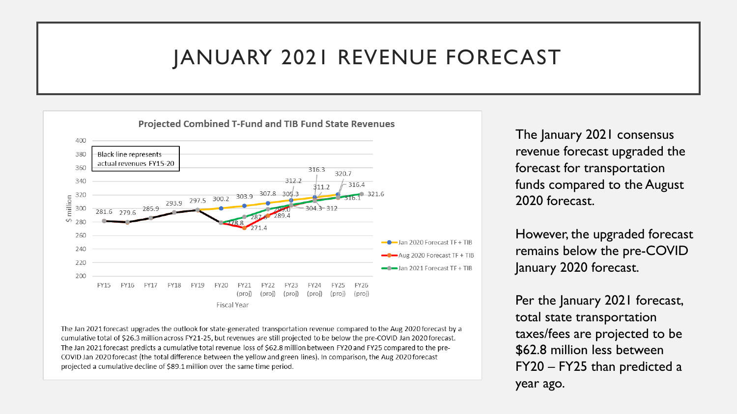# JANUARY 2021 REVENUE FORECAST

**Projected Combined T-Fund and TIB Fund State Revenues**

Black line represents actual revenues FY15-20

| Fiscal Year | Actual | Jan 2020 Forecast TF + TIB | Aug 2020 Forecast TF + TIB | Jan 2021 Forecast TF + TIB |
|---|---|---|---|---|
| FY15 | 281.6 | | | |
| FY16 | 279.6 | | | |
| FY17 | 285.9 | | | |
| FY18 | 293.9 | | | |
| FY19 | 297.5 | | | |
| FY20 | 278.8 | 300.2 | | |
| FY21 (proj) | | 303.9 | 271.4 | 287.6 |
| FY22 (proj) | | 307.8 | 289.4 | 299.0 |
| FY23 (proj) | | 312.2 | 305.3 | 304.3 |
| FY24 (proj) | | 316.3 | 311.2 | 312 |
| FY25 (proj) | | 320.7 | 316.4 | 316.1 |
| FY26 (proj) | | | | 321.6 |

The Jan 2021 forecast upgrades the outlook for state-generated transportation revenue compared to the Aug 2020 forecast by a cumulative total of $26.3 million across FY21-25, but revenues are still projected to be below the pre-COVID Jan 2020 forecast. The Jan 2021 forecast predicts a cumulative total revenue loss of $62.8 million between FY20 and FY25 compared to the pre-COVID Jan 2020 forecast (the total difference between the yellow and green lines). In comparison, the Aug 2020 forecast projected a cumulative decline of $89.1 million over the same time period.

The January 2021 consensus revenue forecast upgraded the forecast for transportation funds compared to the August 2020 forecast.

However, the upgraded forecast remains below the pre-COVID January 2020 forecast.

Per the January 2021 forecast, total state transportation taxes/fees are projected to be $62.8 million less between FY20 – FY25 than predicted a year ago.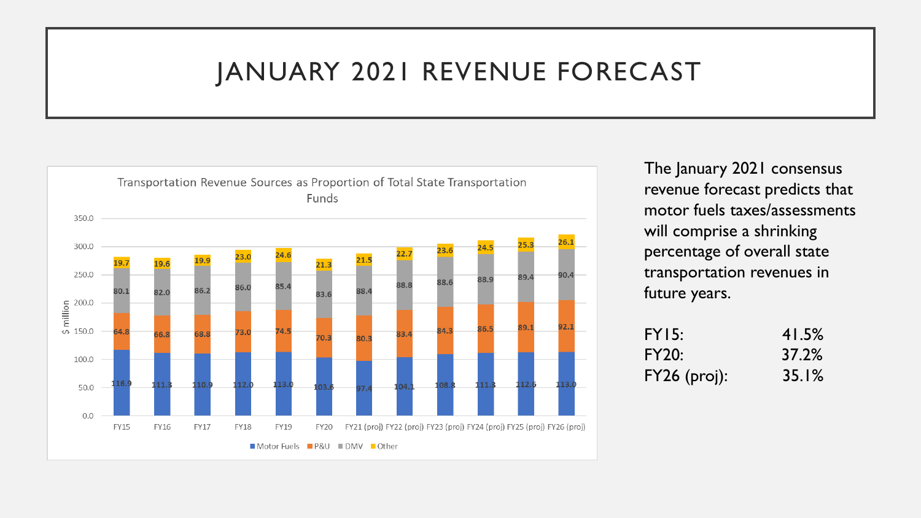# JANUARY 2021 REVENUE FORECAST

**Transportation Revenue Sources as Proportion of Total State Transportation Funds** ($ million)

| | FY15 | FY16 | FY17 | FY18 | FY19 | FY20 | FY21 (proj) | FY22 (proj) | FY23 (proj) | FY24 (proj) | FY25 (proj) | FY26 (proj) |
|---|---|---|---|---|---|---|---|---|---|---|---|---|
| Motor Fuels | 116.9 | 111.3 | 110.9 | 112.0 | 113.0 | 103.6 | 97.4 | 104.1 | 108.8 | 111.3 | 112.6 | 113.0 |
| P&U | 64.8 | 66.8 | 68.8 | 73.0 | 74.5 | 70.3 | 80.3 | 83.4 | 84.3 | 86.5 | 89.1 | 92.1 |
| DMV | 80.1 | 82.0 | 86.2 | 86.0 | 85.4 | 83.6 | 88.4 | 88.8 | 88.6 | 88.9 | 89.4 | 90.4 |
| Other | 19.7 | 19.6 | 19.9 | 23.0 | 24.6 | 21.3 | 21.5 | 22.7 | 23.6 | 24.5 | 25.3 | 26.1 |

The January 2021 consensus revenue forecast predicts that motor fuels taxes/assessments will comprise a shrinking percentage of overall state transportation revenues in future years.

| | |
|---|---|
| FY15: | 41.5% |
| FY20: | 37.2% |
| FY26 (proj): | 35.1% |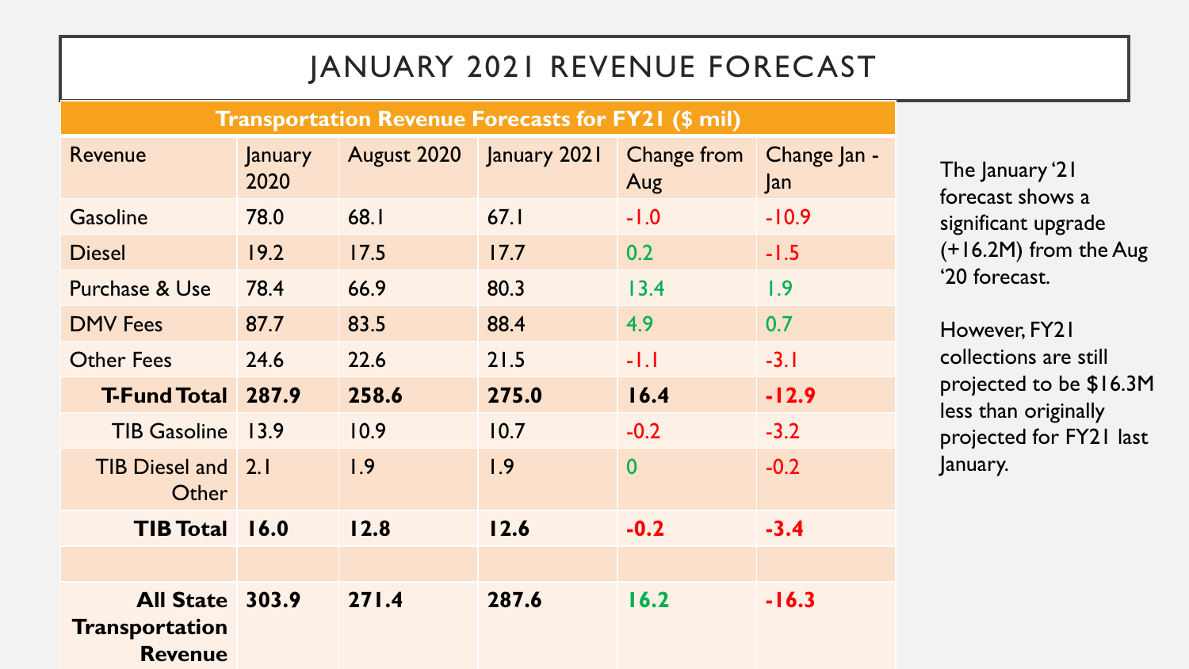# JANUARY 2021 REVENUE FORECAST

| Transportation Revenue Forecasts for FY21 ($ mil) | | | | | |
|---|---|---|---|---|---|
| Revenue | January 2020 | August 2020 | January 2021 | Change from Aug | Change Jan - Jan |
| Gasoline | 78.0 | 68.1 | 67.1 | -1.0 | -10.9 |
| Diesel | 19.2 | 17.5 | 17.7 | 0.2 | -1.5 |
| Purchase & Use | 78.4 | 66.9 | 80.3 | 13.4 | 1.9 |
| DMV Fees | 87.7 | 83.5 | 88.4 | 4.9 | 0.7 |
| Other Fees | 24.6 | 22.6 | 21.5 | -1.1 | -3.1 |
| **T-Fund Total** | **287.9** | **258.6** | **275.0** | **16.4** | **-12.9** |
| TIB Gasoline | 13.9 | 10.9 | 10.7 | -0.2 | -3.2 |
| TIB Diesel and Other | 2.1 | 1.9 | 1.9 | 0 | -0.2 |
| **TIB Total** | **16.0** | **12.8** | **12.6** | **-0.2** | **-3.4** |
| | | | | | |
| **All State Transportation Revenue** | **303.9** | **271.4** | **287.6** | **16.2** | **-16.3** |

The January '21 forecast shows a significant upgrade (+16.2M) from the Aug '20 forecast.

However, FY21 collections are still projected to be $16.3M less than originally projected for FY21 last January.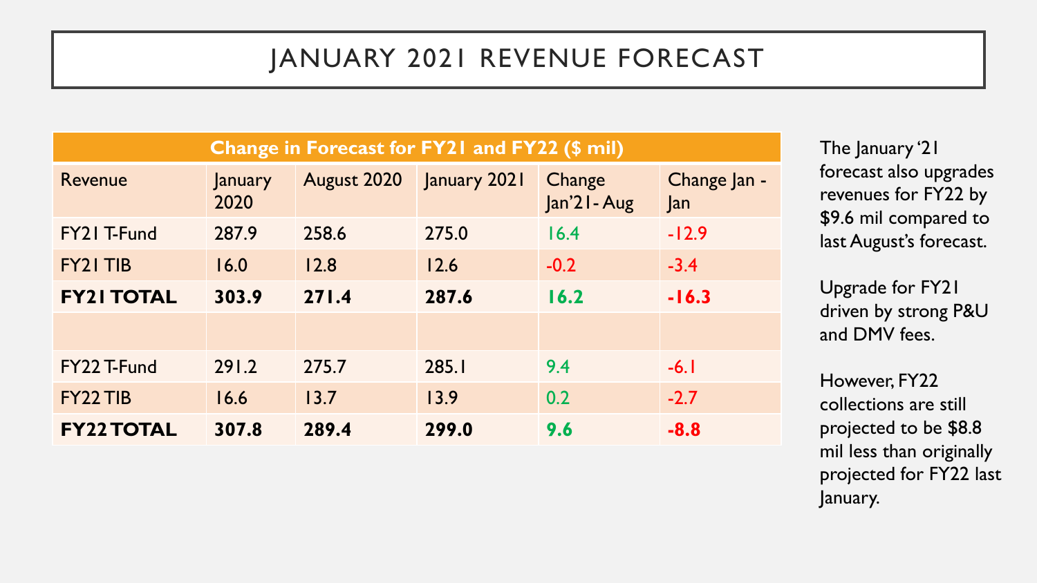# JANUARY 2021 REVENUE FORECAST

| Change in Forecast for FY21 and FY22 ($ mil) | | | | | |
|---|---|---|---|---|---|
| Revenue | January 2020 | August 2020 | January 2021 | Change Jan'21- Aug | Change Jan - Jan |
| FY21 T-Fund | 287.9 | 258.6 | 275.0 | 16.4 | -12.9 |
| FY21 TIB | 16.0 | 12.8 | 12.6 | -0.2 | -3.4 |
| **FY21 TOTAL** | **303.9** | **271.4** | **287.6** | **16.2** | **-16.3** |
| | | | | | |
| FY22 T-Fund | 291.2 | 275.7 | 285.1 | 9.4 | -6.1 |
| FY22 TIB | 16.6 | 13.7 | 13.9 | 0.2 | -2.7 |
| **FY22 TOTAL** | **307.8** | **289.4** | **299.0** | **9.6** | **-8.8** |

The January '21 forecast also upgrades revenues for FY22 by $9.6 mil compared to last August's forecast.

Upgrade for FY21 driven by strong P&U and DMV fees.

However, FY22 collections are still projected to be $8.8 mil less than originally projected for FY22 last January.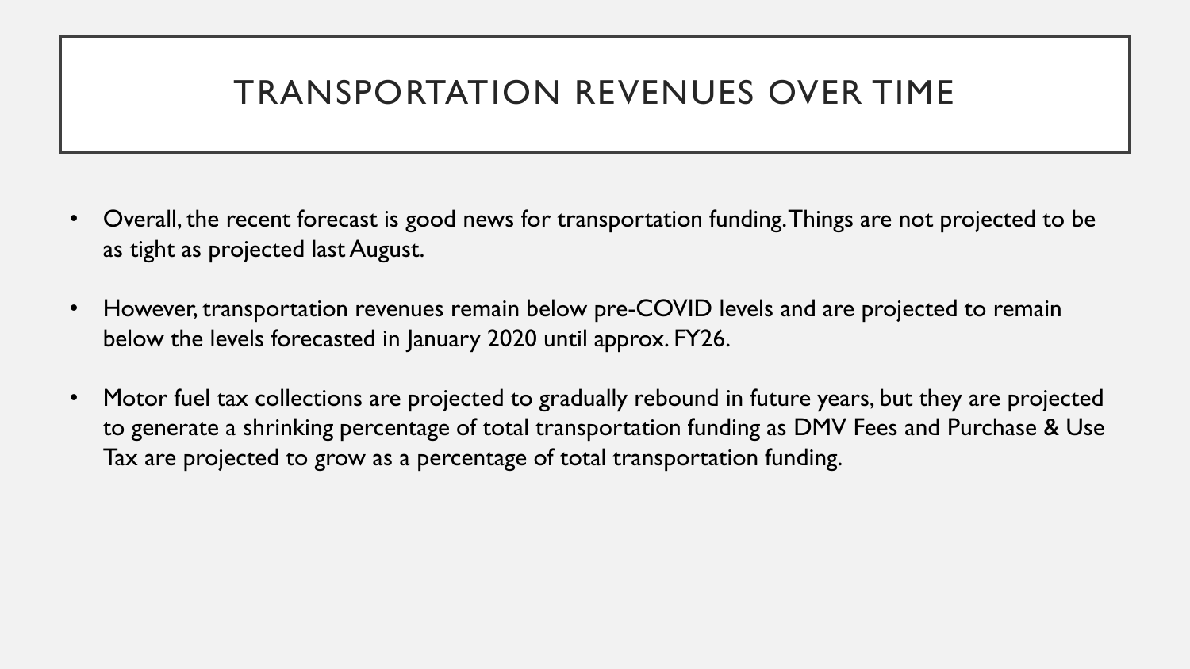# TRANSPORTATION REVENUES OVER TIME

- Overall, the recent forecast is good news for transportation funding. Things are not projected to be as tight as projected last August.

- However, transportation revenues remain below pre-COVID levels and are projected to remain below the levels forecasted in January 2020 until approx. FY26.

- Motor fuel tax collections are projected to gradually rebound in future years, but they are projected to generate a shrinking percentage of total transportation funding as DMV Fees and Purchase & Use Tax are projected to grow as a percentage of total transportation funding.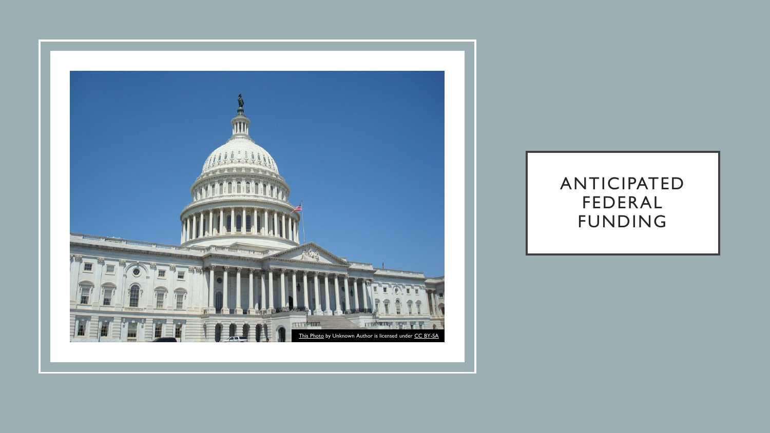# ANTICIPATED FEDERAL FUNDING

This Photo by Unknown Author is licensed under CC BY-SA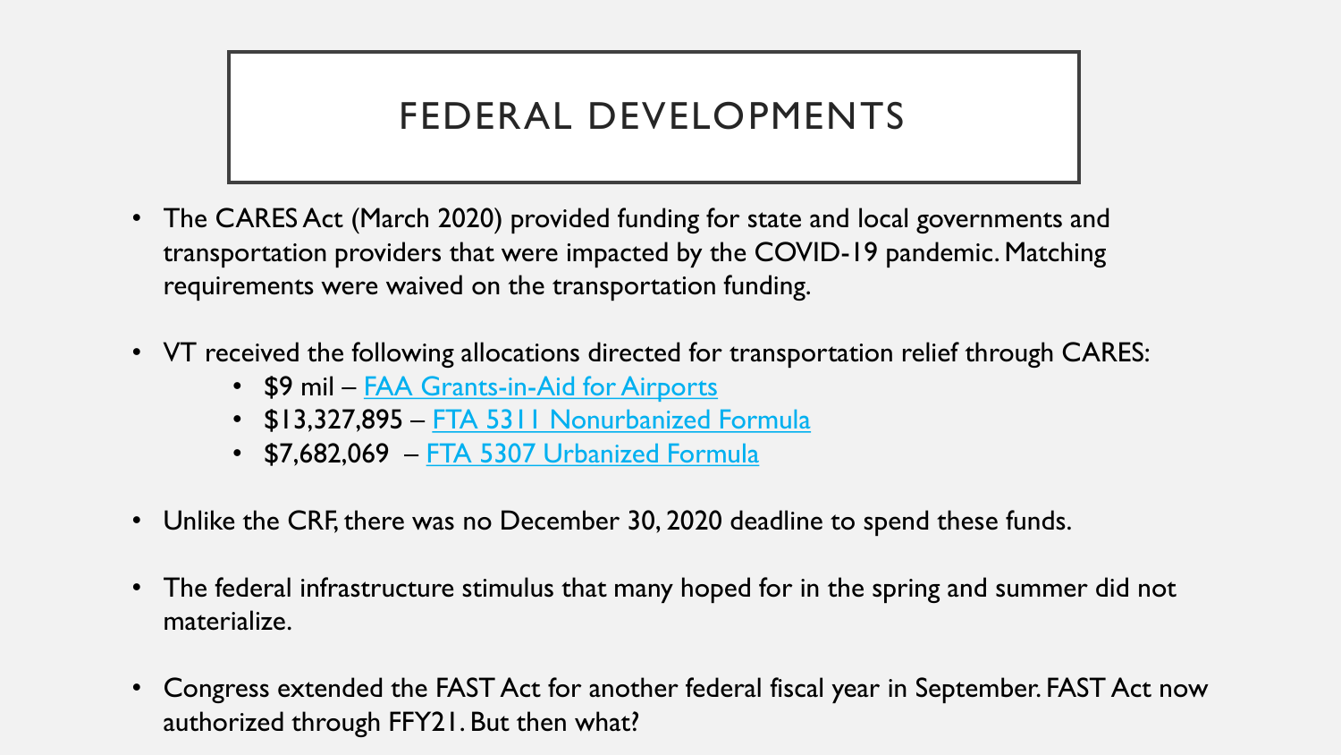# FEDERAL DEVELOPMENTS

- The CARES Act (March 2020) provided funding for state and local governments and transportation providers that were impacted by the COVID-19 pandemic. Matching requirements were waived on the transportation funding.
- VT received the following allocations directed for transportation relief through CARES:
  - $9 mil – FAA Grants-in-Aid for Airports
  - $13,327,895 – FTA 5311 Nonurbanized Formula
  - $7,682,069 – FTA 5307 Urbanized Formula
- Unlike the CRF, there was no December 30, 2020 deadline to spend these funds.
- The federal infrastructure stimulus that many hoped for in the spring and summer did not materialize.
- Congress extended the FAST Act for another federal fiscal year in September. FAST Act now authorized through FFY21. But then what?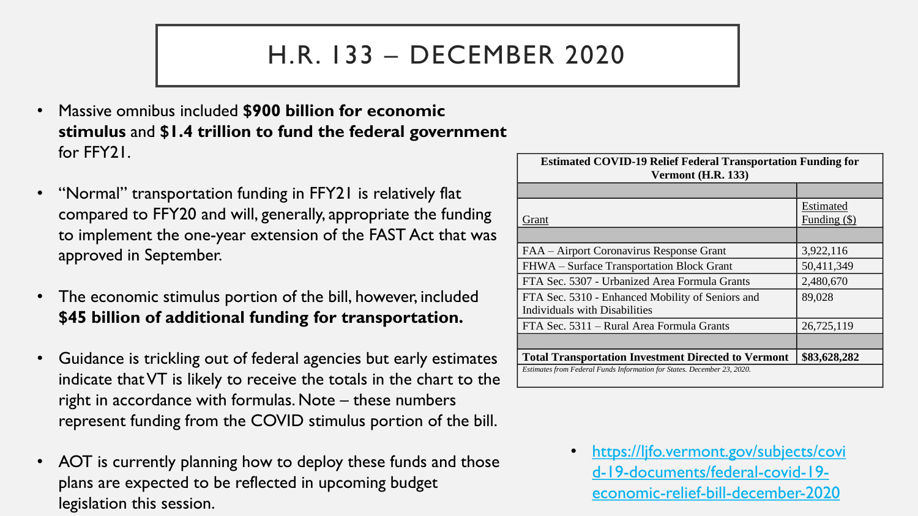# H.R. 133 – DECEMBER 2020

- Massive omnibus included **$900 billion for economic stimulus** and **$1.4 trillion to fund the federal government** for FFY21.
- "Normal" transportation funding in FFY21 is relatively flat compared to FFY20 and will, generally, appropriate the funding to implement the one-year extension of the FAST Act that was approved in September.
- The economic stimulus portion of the bill, however, included **$45 billion of additional funding for transportation.**
- Guidance is trickling out of federal agencies but early estimates indicate that VT is likely to receive the totals in the chart to the right in accordance with formulas. Note – these numbers represent funding from the COVID stimulus portion of the bill.
- AOT is currently planning how to deploy these funds and those plans are expected to be reflected in upcoming budget legislation this session.

| **Estimated COVID-19 Relief Federal Transportation Funding for Vermont (H.R. 133)** | |
|---|---|
| | |
| Grant | Estimated Funding ($) |
| | |
| FAA – Airport Coronavirus Response Grant | 3,922,116 |
| FHWA – Surface Transportation Block Grant | 50,411,349 |
| FTA Sec. 5307 - Urbanized Area Formula Grants | 2,480,670 |
| FTA Sec. 5310 - Enhanced Mobility of Seniors and Individuals with Disabilities | 89,028 |
| FTA Sec. 5311 – Rural Area Formula Grants | 26,725,119 |
| | |
| **Total Transportation Investment Directed to Vermont** | **$83,628,282** |

*Estimates from Federal Funds Information for States. December 23, 2020.*

- https://ljfo.vermont.gov/subjects/covid-19-documents/federal-covid-19-economic-relief-bill-december-2020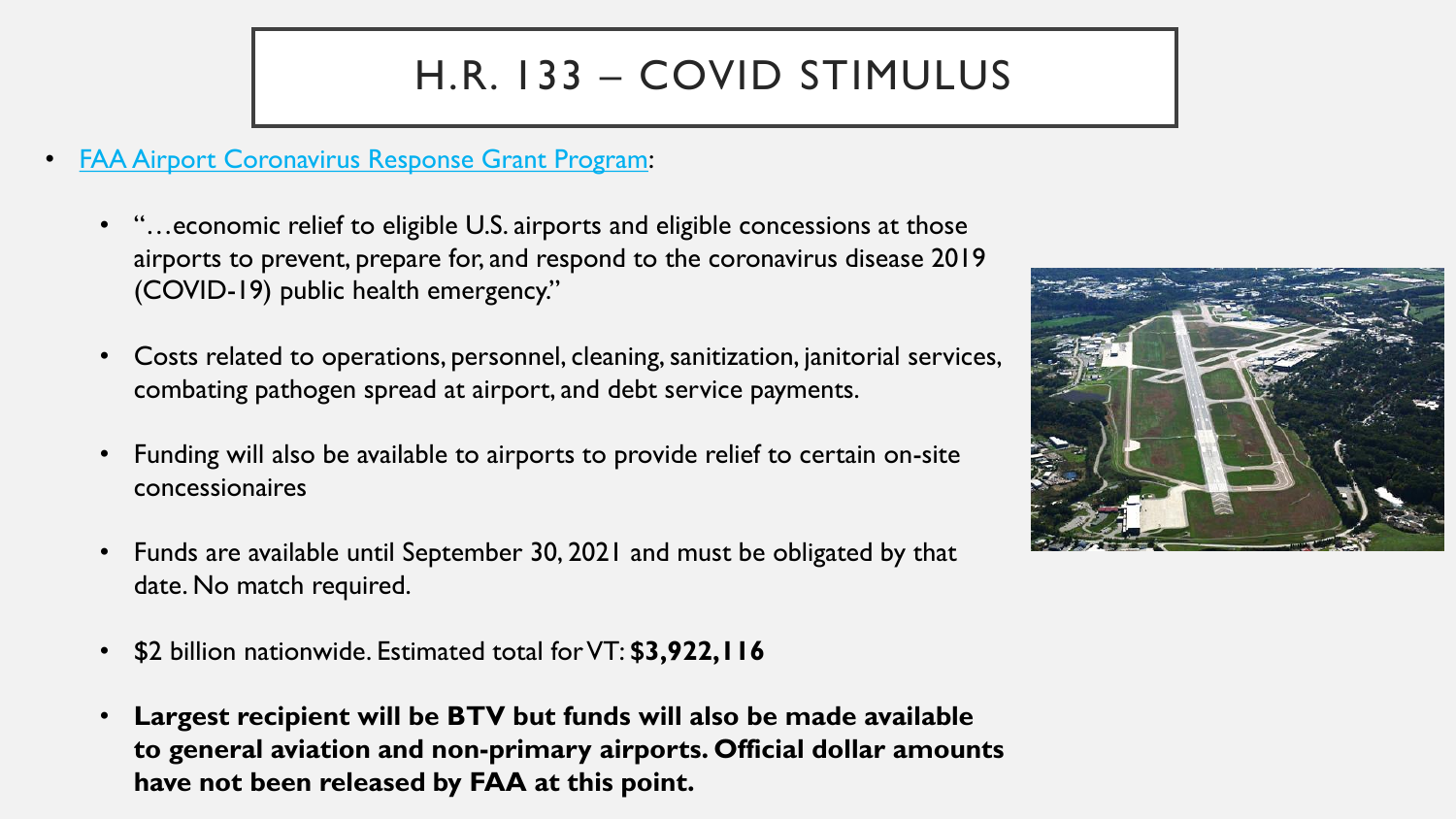# H.R. 133 – COVID STIMULUS

- FAA Airport Coronavirus Response Grant Program:
  - "…economic relief to eligible U.S. airports and eligible concessions at those airports to prevent, prepare for, and respond to the coronavirus disease 2019 (COVID-19) public health emergency."
  - Costs related to operations, personnel, cleaning, sanitization, janitorial services, combating pathogen spread at airport, and debt service payments.
  - Funding will also be available to airports to provide relief to certain on-site concessionaires
  - Funds are available until September 30, 2021 and must be obligated by that date. No match required.
  - $2 billion nationwide. Estimated total for VT: **$3,922,116**
  - **Largest recipient will be BTV but funds will also be made available to general aviation and non-primary airports. Official dollar amounts have not been released by FAA at this point.**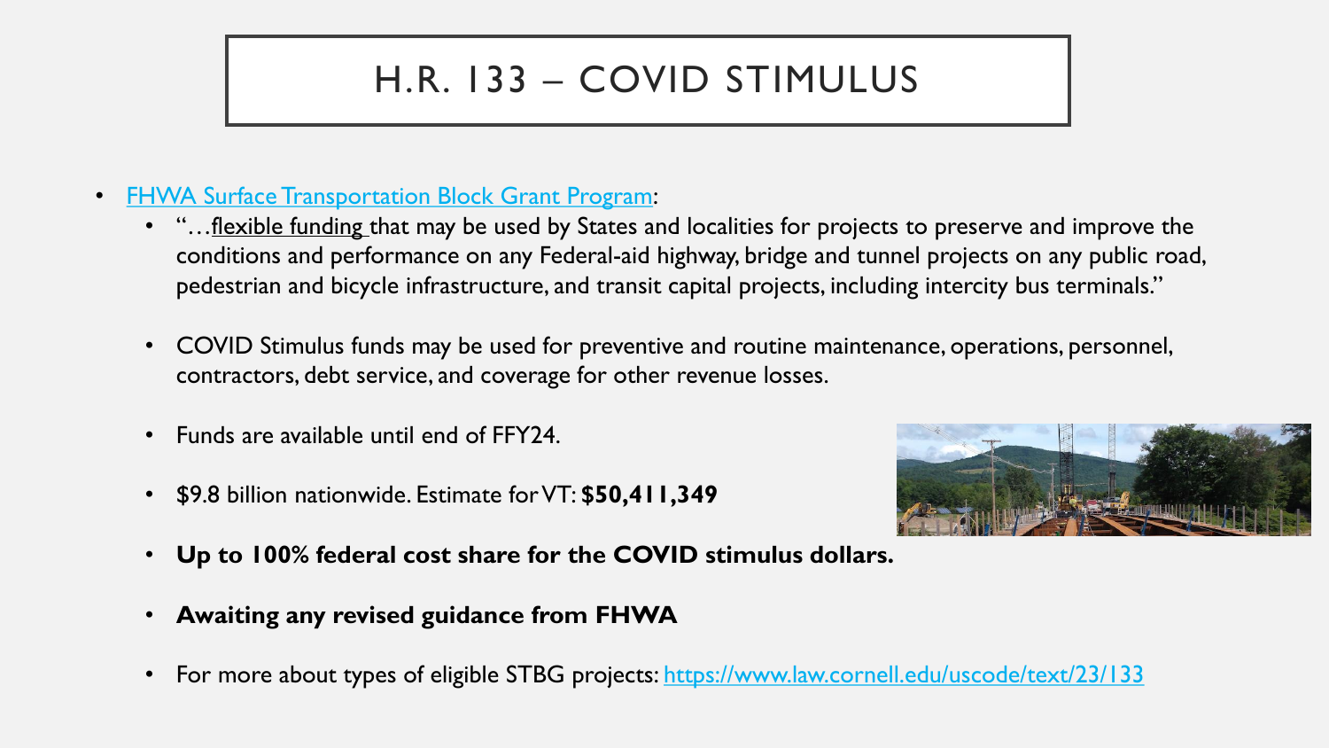# H.R. 133 – COVID STIMULUS

- [FHWA Surface Transportation Block Grant Program](#):
  - "…flexible funding that may be used by States and localities for projects to preserve and improve the conditions and performance on any Federal-aid highway, bridge and tunnel projects on any public road, pedestrian and bicycle infrastructure, and transit capital projects, including intercity bus terminals."
  - COVID Stimulus funds may be used for preventive and routine maintenance, operations, personnel, contractors, debt service, and coverage for other revenue losses.
  - Funds are available until end of FFY24.
  - $9.8 billion nationwide. Estimate for VT: **$50,411,349**
  - **Up to 100% federal cost share for the COVID stimulus dollars.**
  - **Awaiting any revised guidance from FHWA**
  - For more about types of eligible STBG projects: https://www.law.cornell.edu/uscode/text/23/133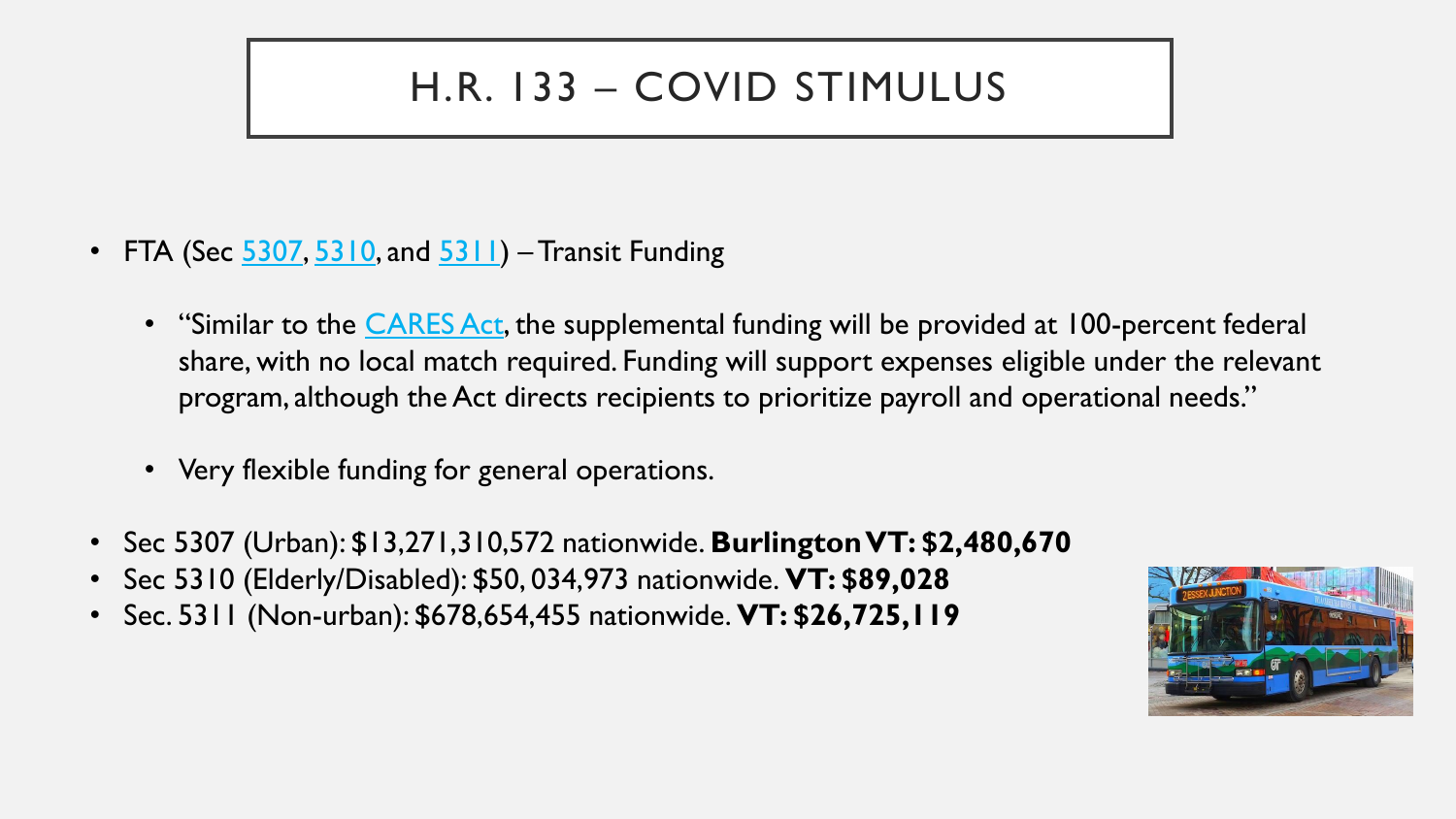# H.R. 133 – COVID STIMULUS

- FTA (Sec 5307, 5310, and 5311) – Transit Funding
  - "Similar to the CARES Act, the supplemental funding will be provided at 100-percent federal share, with no local match required. Funding will support expenses eligible under the relevant program, although the Act directs recipients to prioritize payroll and operational needs."
  - Very flexible funding for general operations.
- Sec 5307 (Urban): $13,271,310,572 nationwide. **Burlington VT: $2,480,670**
- Sec 5310 (Elderly/Disabled): $50, 034,973 nationwide. **VT: $89,028**
- Sec. 5311 (Non-urban): $678,654,455 nationwide. **VT: $26,725,119**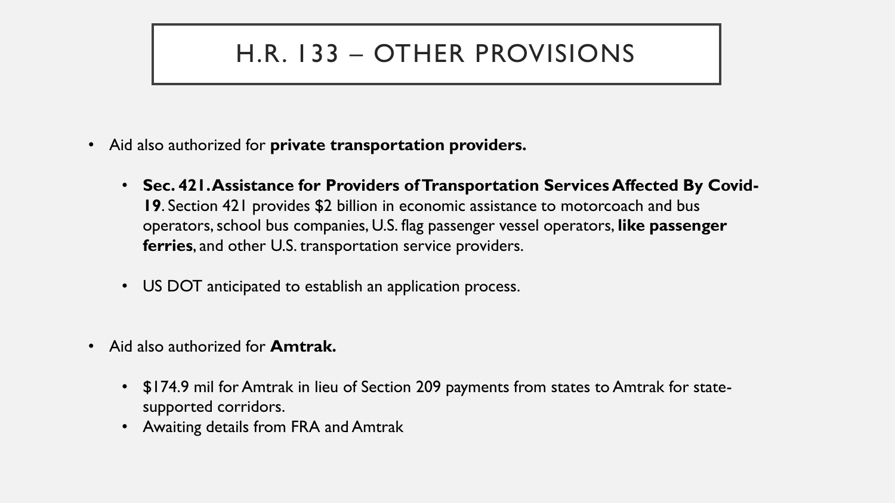# H.R. 133 – OTHER PROVISIONS

- Aid also authorized for **private transportation providers.**
  - **Sec. 421. Assistance for Providers of Transportation Services Affected By Covid-19**. Section 421 provides $2 billion in economic assistance to motorcoach and bus operators, school bus companies, U.S. flag passenger vessel operators, **like passenger ferries**, and other U.S. transportation service providers.
  - US DOT anticipated to establish an application process.
- Aid also authorized for **Amtrak.**
  - $174.9 mil for Amtrak in lieu of Section 209 payments from states to Amtrak for state-supported corridors.
  - Awaiting details from FRA and Amtrak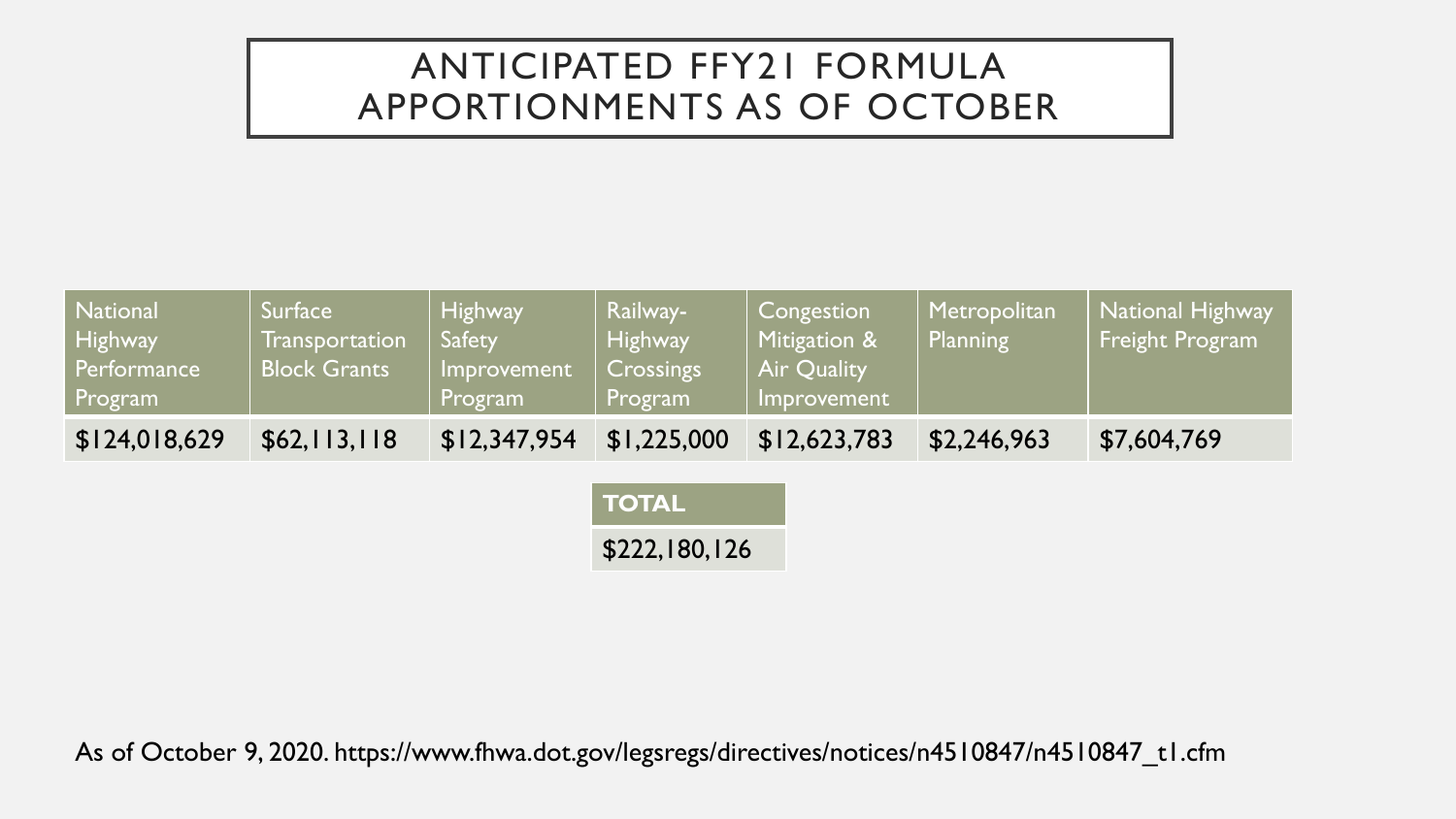# ANTICIPATED FFY21 FORMULA APPORTIONMENTS AS OF OCTOBER

| National Highway Performance Program | Surface Transportation Block Grants | Highway Safety Improvement Program | Railway-Highway Crossings Program | Congestion Mitigation & Air Quality Improvement | Metropolitan Planning | National Highway Freight Program |
|---|---|---|---|---|---|---|
| $124,018,629 | $62,113,118 | $12,347,954 | $1,225,000 | $12,623,783 | $2,246,963 | $7,604,769 |

| **TOTAL** |
|---|
| $222,180,126 |

As of October 9, 2020. https://www.fhwa.dot.gov/legsregs/directives/notices/n4510847/n4510847_t1.cfm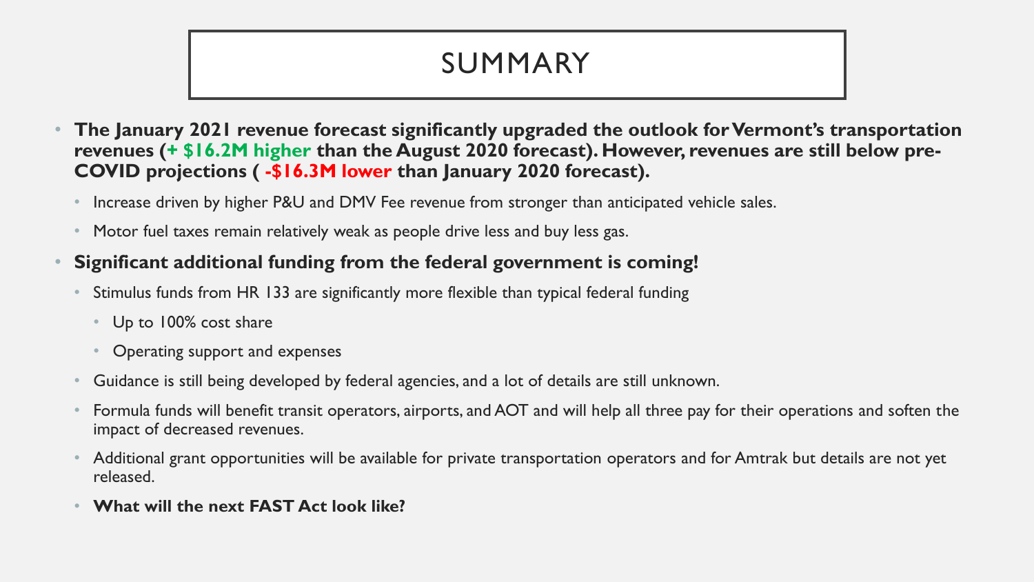# SUMMARY

- **The January 2021 revenue forecast significantly upgraded the outlook for Vermont's transportation revenues (+ $16.2M higher than the August 2020 forecast). However, revenues are still below pre-COVID projections ( -$16.3M lower than January 2020 forecast).**
  - Increase driven by higher P&U and DMV Fee revenue from stronger than anticipated vehicle sales.
  - Motor fuel taxes remain relatively weak as people drive less and buy less gas.
- **Significant additional funding from the federal government is coming!**
  - Stimulus funds from HR 133 are significantly more flexible than typical federal funding
    - Up to 100% cost share
    - Operating support and expenses
  - Guidance is still being developed by federal agencies, and a lot of details are still unknown.
  - Formula funds will benefit transit operators, airports, and AOT and will help all three pay for their operations and soften the impact of decreased revenues.
  - Additional grant opportunities will be available for private transportation operators and for Amtrak but details are not yet released.
  - **What will the next FAST Act look like?**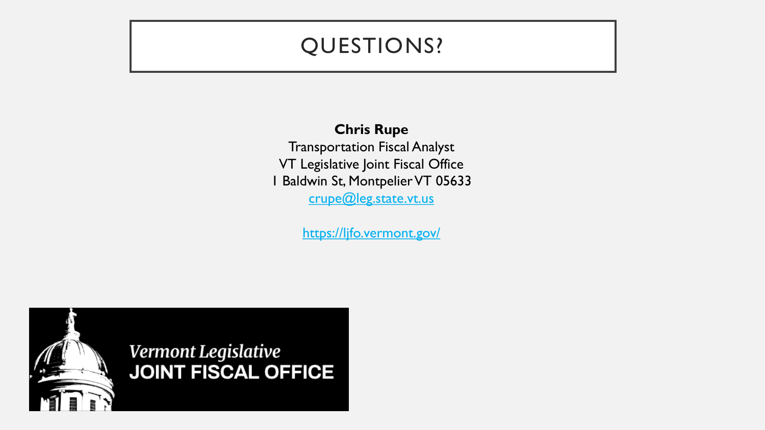# QUESTIONS?

**Chris Rupe**
Transportation Fiscal Analyst
VT Legislative Joint Fiscal Office
1 Baldwin St, Montpelier VT 05633
crupe@leg.state.vt.us

https://ljfo.vermont.gov/

*Vermont Legislative*
**JOINT FISCAL OFFICE**